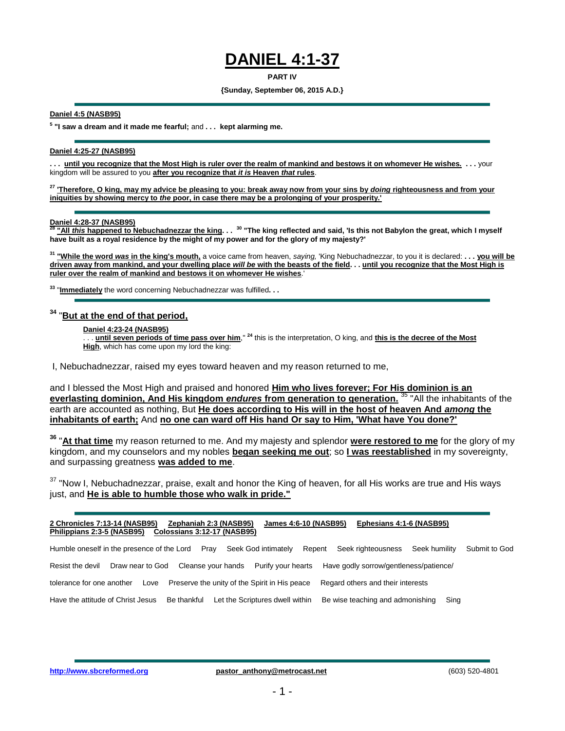# DANIEL 4:1-37

**PART IV**

**{Sunday, September 06, 2015 A.D.}**

---

**Daniel 4:5 (NASB95)**

[5] **"I saw a dream and it made me fearful;** and **. . . kept alarming me.**

---

**Daniel 4:25-27 (NASB95)**

**. . . until you recognize that the Most High is ruler over the realm of mankind and bestows it on whomever He wishes. . . .** your kingdom will be assured to you **after you recognize that *it is* Heaven *that* rules**.

[27] **'Therefore, O king, may my advice be pleasing to you: break away now from your sins by *doing* righteousness and from your iniquities by showing mercy to *the* poor, in case there may be a prolonging of your prosperity.'**

---

**Daniel 4:28-37 (NASB95)**

[28] **"All *this* happened to Nebuchadnezzar the king. . .** [30] **"The king reflected and said, 'Is this not Babylon the great, which I myself have built as a royal residence by the might of my power and for the glory of my majesty?'**

[31] **"While the word *was* in the king's mouth,** a voice came from heaven, *saying,* 'King Nebuchadnezzar, to you it is declared: **. . . you will be driven away from mankind, and your dwelling place *will be* with the beasts of the field. . . until you recognize that the Most High is ruler over the realm of mankind and bestows it on whomever He wishes**.'

[33] "**Immediately** the word concerning Nebuchadnezzar was fulfilled**. . .**

---

[34] "**But at the end of that period,**

> **Daniel 4:23-24 (NASB95)**
>
> . . . **until seven periods of time pass over him**," [24] this is the interpretation, O king, and **this is the decree of the Most High**, which has come upon my lord the king:

I, Nebuchadnezzar, raised my eyes toward heaven and my reason returned to me,

and I blessed the Most High and praised and honored **Him who lives forever; For His dominion is an everlasting dominion, And His kingdom *endures* from generation to generation.** [35] "All the inhabitants of the earth are accounted as nothing, But **He does according to His will in the host of heaven And *among* the inhabitants of earth;** And **no one can ward off His hand Or say to Him, 'What have You done?'**

[36] "**At that time** my reason returned to me. And my majesty and splendor **were restored to me** for the glory of my kingdom, and my counselors and my nobles **began seeking me out**; so **I was reestablished** in my sovereignty, and surpassing greatness **was added to me**.

[37] "Now I, Nebuchadnezzar, praise, exalt and honor the King of heaven, for all His works are true and His ways just, and **He is able to humble those who walk in pride."**

---

**2 Chronicles 7:13-14 (NASB95)** **Zephaniah 2:3 (NASB95)** **James 4:6-10 (NASB95)** **Ephesians 4:1-6 (NASB95)** **Philippians 2:3-5 (NASB95)** **Colossians 3:12-17 (NASB95)**

Humble oneself in the presence of the Lord  Pray  Seek God intimately  Repent  Seek righteousness  Seek humility  Submit to God

Resist the devil  Draw near to God  Cleanse your hands  Purify your hearts  Have godly sorrow/gentleness/patience/

tolerance for one another  Love  Preserve the unity of the Spirit in His peace  Regard others and their interests

Have the attitude of Christ Jesus  Be thankful  Let the Scriptures dwell within  Be wise teaching and admonishing  Sing

---

http://www.sbcreformed.org  pastor_anthony@metrocast.net  (603) 520-4801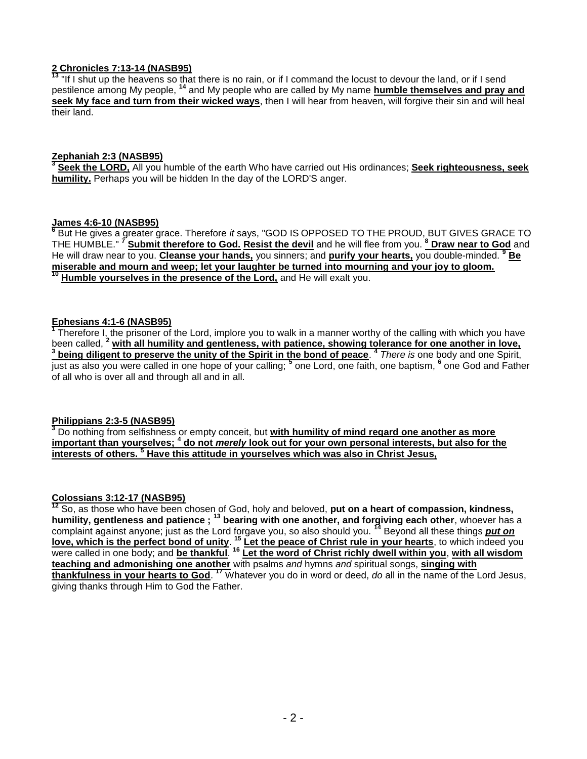**2 Chronicles 7:13-14 (NASB95)**

[13] "If I shut up the heavens so that there is no rain, or if I command the locust to devour the land, or if I send pestilence among My people, [14] and My people who are called by My name **humble themselves and pray and seek My face and turn from their wicked ways**, then I will hear from heaven, will forgive their sin and will heal their land.

**Zephaniah 2:3 (NASB95)**

[3] **Seek the LORD,** All you humble of the earth Who have carried out His ordinances; **Seek righteousness, seek humility.** Perhaps you will be hidden In the day of the LORD'S anger.

**James 4:6-10 (NASB95)**

[6] But He gives a greater grace. Therefore *it* says, "GOD IS OPPOSED TO THE PROUD, BUT GIVES GRACE TO THE HUMBLE." [7] **Submit therefore to God. Resist the devil** and he will flee from you. [8] **Draw near to God** and He will draw near to you. **Cleanse your hands,** you sinners; and **purify your hearts,** you double-minded. [9] **Be miserable and mourn and weep; let your laughter be turned into mourning and your joy to gloom.**
[10] **Humble yourselves in the presence of the Lord,** and He will exalt you.

**Ephesians 4:1-6 (NASB95)**

[1] Therefore I, the prisoner of the Lord, implore you to walk in a manner worthy of the calling with which you have been called, [2] **with all humility and gentleness, with patience, showing tolerance for one another in love,** [3] **being diligent to preserve the unity of the Spirit in the bond of peace**. [4] *There is* one body and one Spirit, just as also you were called in one hope of your calling; [5] one Lord, one faith, one baptism, [6] one God and Father of all who is over all and through all and in all.

**Philippians 2:3-5 (NASB95)**

[3] Do nothing from selfishness or empty conceit, but **with humility of mind regard one another as more important than yourselves; [4] do not *merely* look out for your own personal interests, but also for the interests of others. [5] Have this attitude in yourselves which was also in Christ Jesus,**

**Colossians 3:12-17 (NASB95)**

[12] So, as those who have been chosen of God, holy and beloved, **put on a heart of compassion, kindness, humility, gentleness and patience ; [13] bearing with one another, and forgiving each other**, whoever has a complaint against anyone; just as the Lord forgave you, so also should you. [14] Beyond all these things ***put on*** **love, which is the perfect bond of unity**. [15] **Let the peace of Christ rule in your hearts**, to which indeed you were called in one body; and **be thankful**. [16] **Let the word of Christ richly dwell within you**, **with all wisdom teaching and admonishing one another** with psalms *and* hymns *and* spiritual songs, **singing with thankfulness in your hearts to God**. [17] Whatever you do in word or deed, *do* all in the name of the Lord Jesus, giving thanks through Him to God the Father.